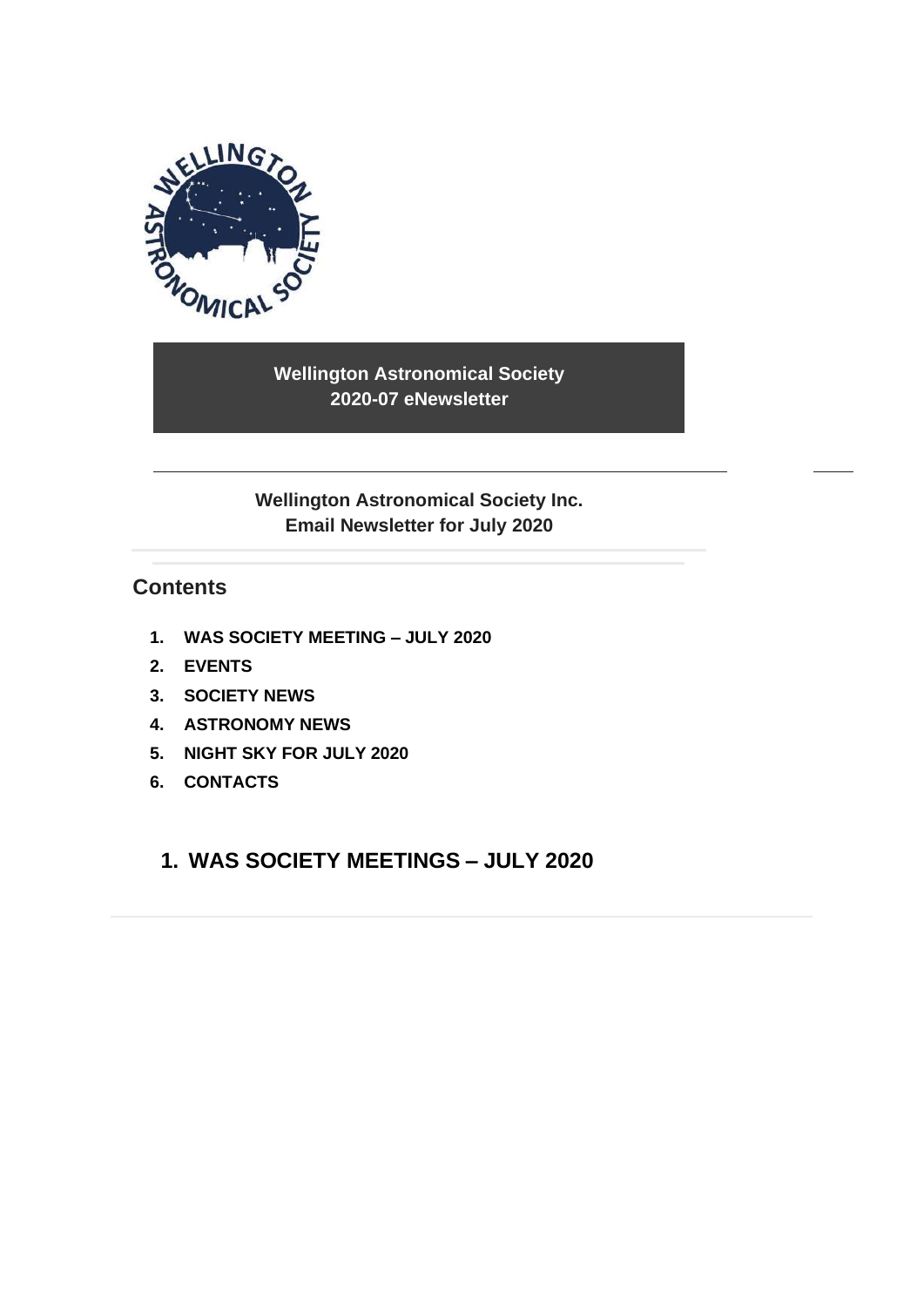**Wellington Astronomical Society**
**2020-07 eNewsletter**

**Wellington Astronomical Society Inc.**
**Email Newsletter for July 2020**

## Contents

1. **WAS SOCIETY MEETING – JULY 2020**
2. **EVENTS**
3. **SOCIETY NEWS**
4. **ASTRONOMY NEWS**
5. **NIGHT SKY FOR JULY 2020**
6. **CONTACTS**

## 1. WAS SOCIETY MEETINGS – JULY 2020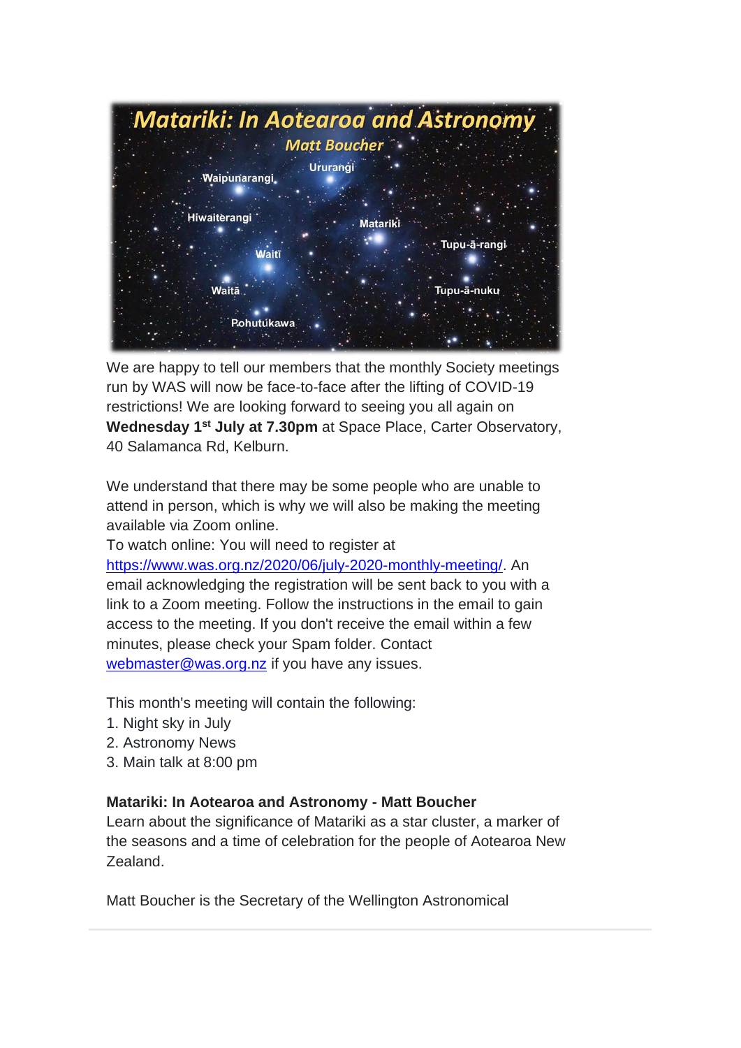We are happy to tell our members that the monthly Society meetings run by WAS will now be face-to-face after the lifting of COVID-19 restrictions! We are looking forward to seeing you all again on **Wednesday 1st July at 7.30pm** at Space Place, Carter Observatory, 40 Salamanca Rd, Kelburn.

We understand that there may be some people who are unable to attend in person, which is why we will also be making the meeting available via Zoom online.
To watch online: You will need to register at https://www.was.org.nz/2020/06/july-2020-monthly-meeting/. An email acknowledging the registration will be sent back to you with a link to a Zoom meeting. Follow the instructions in the email to gain access to the meeting. If you don't receive the email within a few minutes, please check your Spam folder. Contact webmaster@was.org.nz if you have any issues.

This month's meeting will contain the following:
1. Night sky in July
2. Astronomy News
3. Main talk at 8:00 pm

**Matariki: In Aotearoa and Astronomy - Matt Boucher**
Learn about the significance of Matariki as a star cluster, a marker of the seasons and a time of celebration for the people of Aotearoa New Zealand.

Matt Boucher is the Secretary of the Wellington Astronomical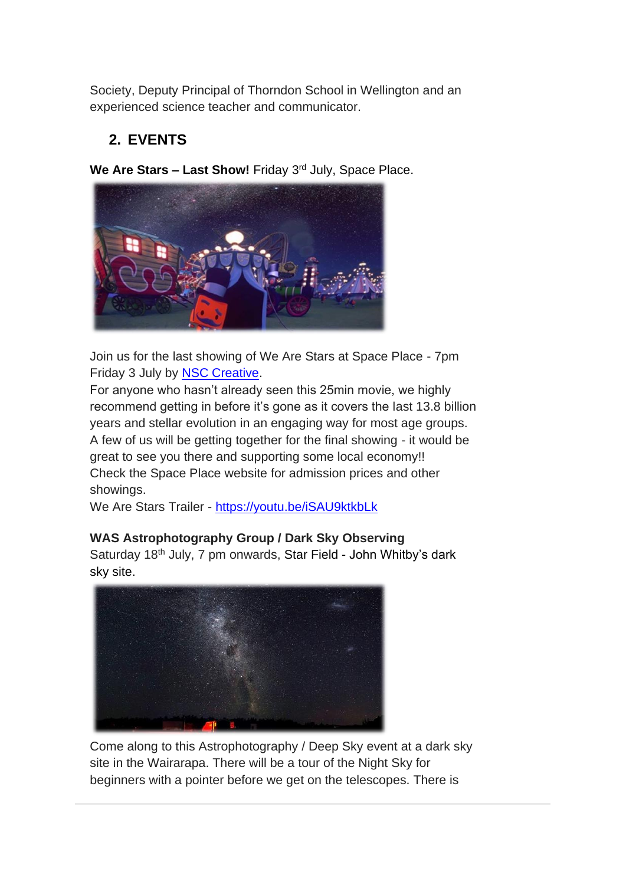Society, Deputy Principal of Thorndon School in Wellington and an experienced science teacher and communicator.

## 2. EVENTS

**We Are Stars – Last Show!** Friday 3rd July, Space Place.

Join us for the last showing of We Are Stars at Space Place - 7pm Friday 3 July by [NSC Creative](NSC Creative).
For anyone who hasn't already seen this 25min movie, we highly recommend getting in before it's gone as it covers the last 13.8 billion years and stellar evolution in an engaging way for most age groups.
A few of us will be getting together for the final showing - it would be great to see you there and supporting some local economy!!
Check the Space Place website for admission prices and other showings.
We Are Stars Trailer - https://youtu.be/iSAU9ktkbLk

**WAS Astrophotography Group / Dark Sky Observing**
Saturday 18th July, 7 pm onwards, Star Field - John Whitby's dark sky site.

Come along to this Astrophotography / Deep Sky event at a dark sky site in the Wairarapa. There will be a tour of the Night Sky for beginners with a pointer before we get on the telescopes. There is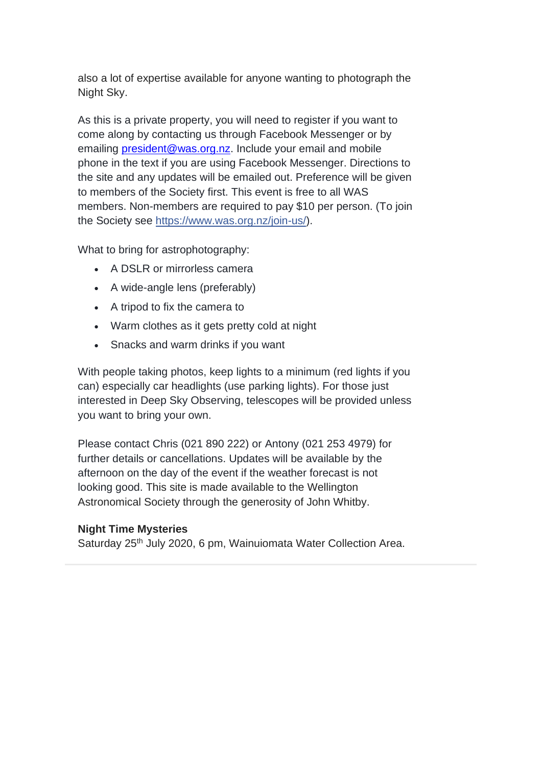also a lot of expertise available for anyone wanting to photograph the Night Sky.

As this is a private property, you will need to register if you want to come along by contacting us through Facebook Messenger or by emailing [president@was.org.nz](mailto:president@was.org.nz). Include your email and mobile phone in the text if you are using Facebook Messenger. Directions to the site and any updates will be emailed out. Preference will be given to members of the Society first. This event is free to all WAS members. Non-members are required to pay $10 per person. (To join the Society see [https://www.was.org.nz/join-us/](https://www.was.org.nz/join-us/)).

What to bring for astrophotography:

- A DSLR or mirrorless camera
- A wide-angle lens (preferably)
- A tripod to fix the camera to
- Warm clothes as it gets pretty cold at night
- Snacks and warm drinks if you want

With people taking photos, keep lights to a minimum (red lights if you can) especially car headlights (use parking lights). For those just interested in Deep Sky Observing, telescopes will be provided unless you want to bring your own.

Please contact Chris (021 890 222) or Antony (021 253 4979) for further details or cancellations. Updates will be available by the afternoon on the day of the event if the weather forecast is not looking good. This site is made available to the Wellington Astronomical Society through the generosity of John Whitby.

**Night Time Mysteries**
Saturday 25th July 2020, 6 pm, Wainuiomata Water Collection Area.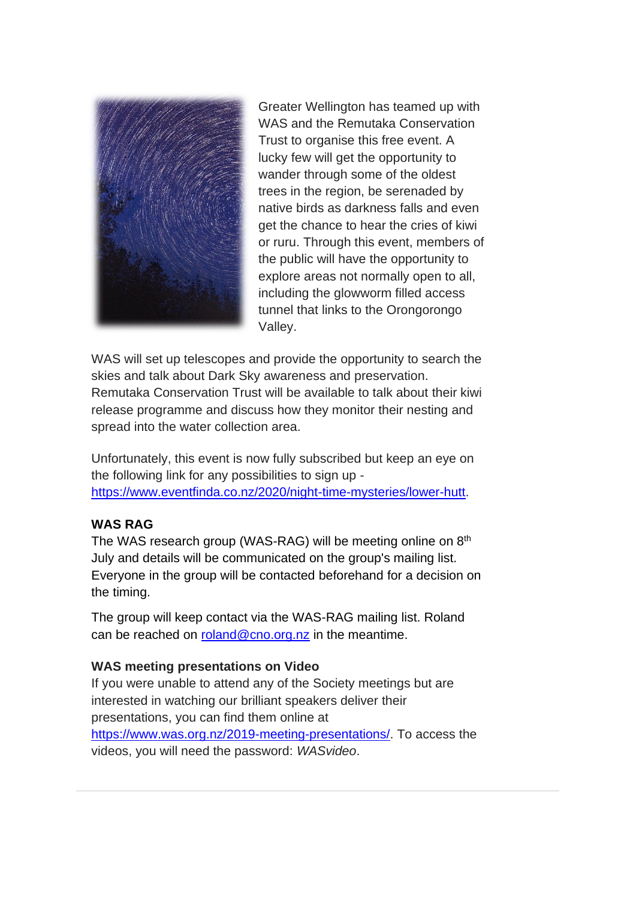Greater Wellington has teamed up with WAS and the Remutaka Conservation Trust to organise this free event. A lucky few will get the opportunity to wander through some of the oldest trees in the region, be serenaded by native birds as darkness falls and even get the chance to hear the cries of kiwi or ruru. Through this event, members of the public will have the opportunity to explore areas not normally open to all, including the glowworm filled access tunnel that links to the Orongorongo Valley.

WAS will set up telescopes and provide the opportunity to search the skies and talk about Dark Sky awareness and preservation. Remutaka Conservation Trust will be available to talk about their kiwi release programme and discuss how they monitor their nesting and spread into the water collection area.

Unfortunately, this event is now fully subscribed but keep an eye on the following link for any possibilities to sign up - https://www.eventfinda.co.nz/2020/night-time-mysteries/lower-hutt.

**WAS RAG**

The WAS research group (WAS-RAG) will be meeting online on 8th July and details will be communicated on the group's mailing list. Everyone in the group will be contacted beforehand for a decision on the timing.

The group will keep contact via the WAS-RAG mailing list. Roland can be reached on roland@cno.org.nz in the meantime.

**WAS meeting presentations on Video**

If you were unable to attend any of the Society meetings but are interested in watching our brilliant speakers deliver their presentations, you can find them online at https://www.was.org.nz/2019-meeting-presentations/. To access the videos, you will need the password: *WASvideo*.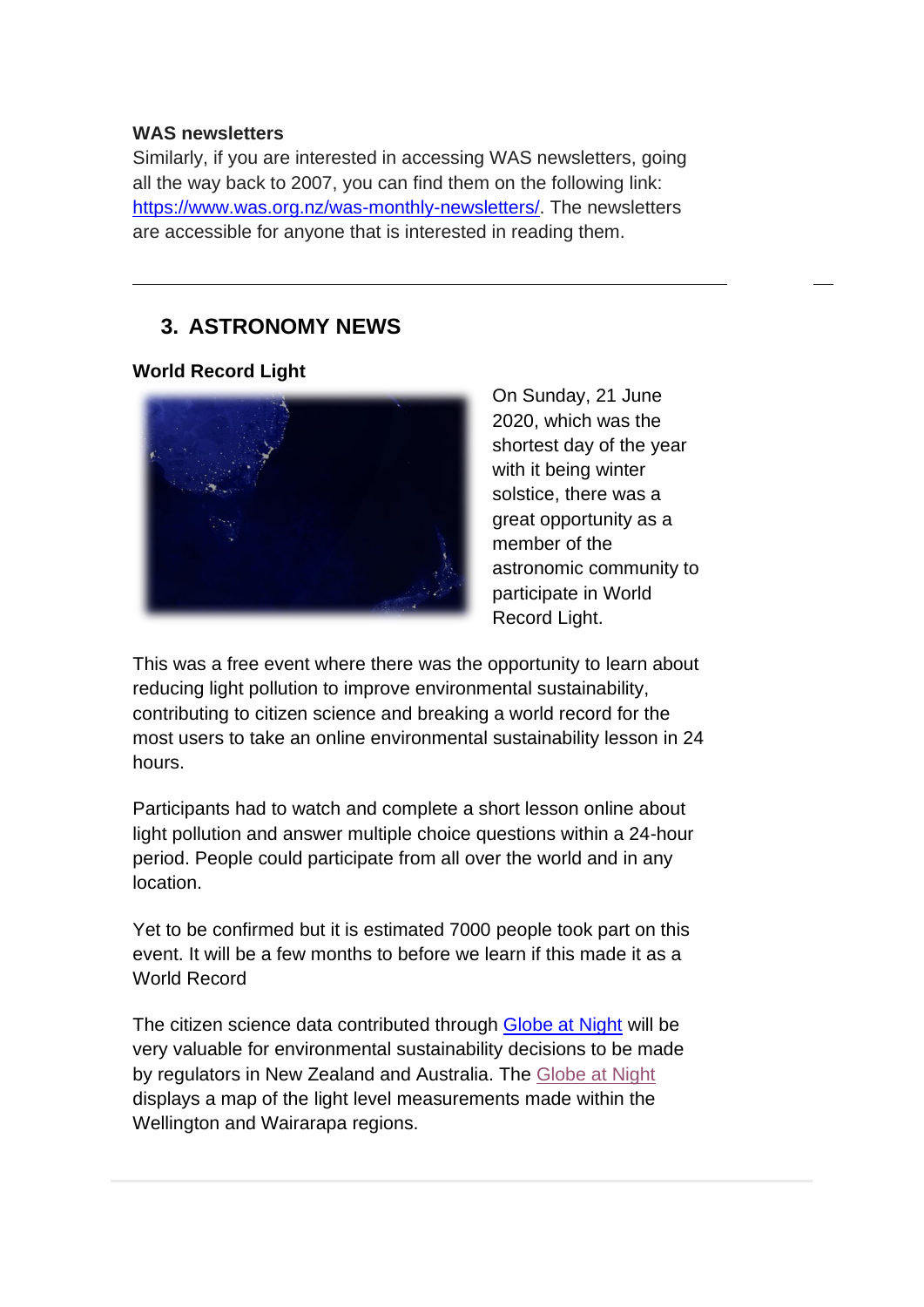**WAS newsletters**

Similarly, if you are interested in accessing WAS newsletters, going all the way back to 2007, you can find them on the following link: https://www.was.org.nz/was-monthly-newsletters/. The newsletters are accessible for anyone that is interested in reading them.

---

## 3. ASTRONOMY NEWS

**World Record Light**

On Sunday, 21 June 2020, which was the shortest day of the year with it being winter solstice, there was a great opportunity as a member of the astronomic community to participate in World Record Light.

This was a free event where there was the opportunity to learn about reducing light pollution to improve environmental sustainability, contributing to citizen science and breaking a world record for the most users to take an online environmental sustainability lesson in 24 hours.

Participants had to watch and complete a short lesson online about light pollution and answer multiple choice questions within a 24-hour period. People could participate from all over the world and in any location.

Yet to be confirmed but it is estimated 7000 people took part on this event. It will be a few months to before we learn if this made it as a World Record

The citizen science data contributed through Globe at Night will be very valuable for environmental sustainability decisions to be made by regulators in New Zealand and Australia. The Globe at Night displays a map of the light level measurements made within the Wellington and Wairarapa regions.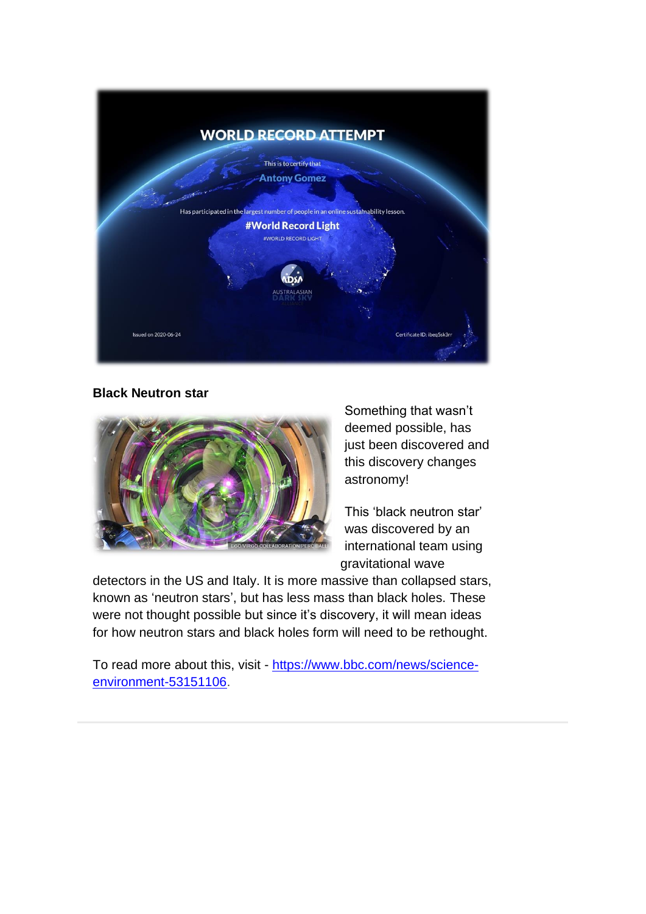WORLD RECORD ATTEMPT

This is to certify that

Antony Gomez

Has participated in the largest number of people in an online sustainability lesson.

#World Record Light

#WORLD RECORD LIGHT

AUSTRALASIAN DARK SKY ALLIANCE

Issued on 2020-06-24

Certificate ID: ibeq5sk3rr

**Black Neutron star**

EGO/VIRGO COLLABORATION/PERCIBALLI

Something that wasn't deemed possible, has just been discovered and this discovery changes astronomy!

This 'black neutron star' was discovered by an international team using gravitational wave detectors in the US and Italy. It is more massive than collapsed stars, known as 'neutron stars', but has less mass than black holes. These were not thought possible but since it's discovery, it will mean ideas for how neutron stars and black holes form will need to be rethought.

To read more about this, visit - [https://www.bbc.com/news/science-environment-53151106](https://www.bbc.com/news/science-environment-53151106).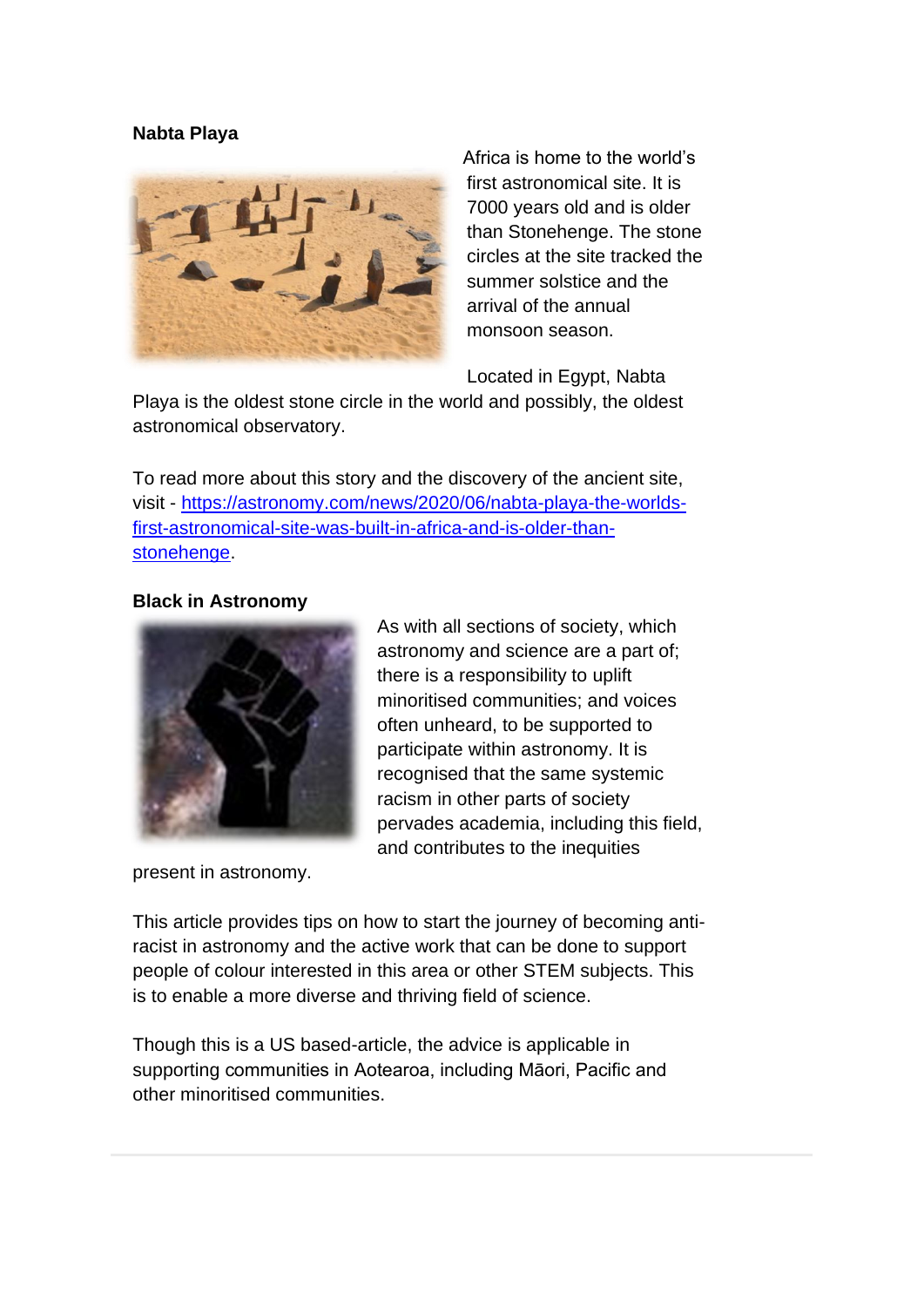**Nabta Playa**

Africa is home to the world's first astronomical site. It is 7000 years old and is older than Stonehenge. The stone circles at the site tracked the summer solstice and the arrival of the annual monsoon season.

Located in Egypt, Nabta Playa is the oldest stone circle in the world and possibly, the oldest astronomical observatory.

To read more about this story and the discovery of the ancient site, visit - [https://astronomy.com/news/2020/06/nabta-playa-the-worlds-first-astronomical-site-was-built-in-africa-and-is-older-than-stonehenge](https://astronomy.com/news/2020/06/nabta-playa-the-worlds-first-astronomical-site-was-built-in-africa-and-is-older-than-stonehenge).

**Black in Astronomy**

As with all sections of society, which astronomy and science are a part of; there is a responsibility to uplift minoritised communities; and voices often unheard, to be supported to participate within astronomy. It is recognised that the same systemic racism in other parts of society pervades academia, including this field, and contributes to the inequities present in astronomy.

This article provides tips on how to start the journey of becoming anti-racist in astronomy and the active work that can be done to support people of colour interested in this area or other STEM subjects. This is to enable a more diverse and thriving field of science.

Though this is a US based-article, the advice is applicable in supporting communities in Aotearoa, including Māori, Pacific and other minoritised communities.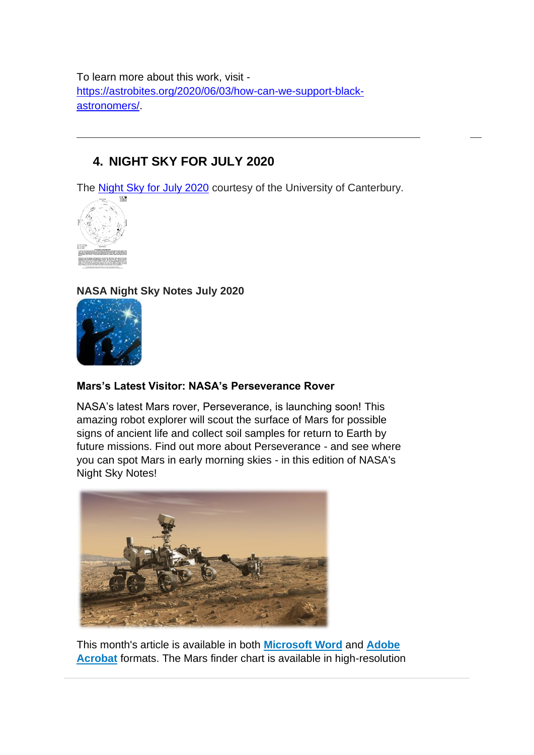To learn more about this work, visit - https://astrobites.org/2020/06/03/how-can-we-support-black-astronomers/.

---

## 4. NIGHT SKY FOR JULY 2020

The Night Sky for July 2020 courtesy of the University of Canterbury.

**NASA Night Sky Notes July 2020**

**Mars's Latest Visitor: NASA's Perseverance Rover**

NASA's latest Mars rover, Perseverance, is launching soon! This amazing robot explorer will scout the surface of Mars for possible signs of ancient life and collect soil samples for return to Earth by future missions. Find out more about Perseverance - and see where you can spot Mars in early morning skies - in this edition of NASA's Night Sky Notes!

This month's article is available in both **Microsoft Word** and **Adobe Acrobat** formats. The Mars finder chart is available in high-resolution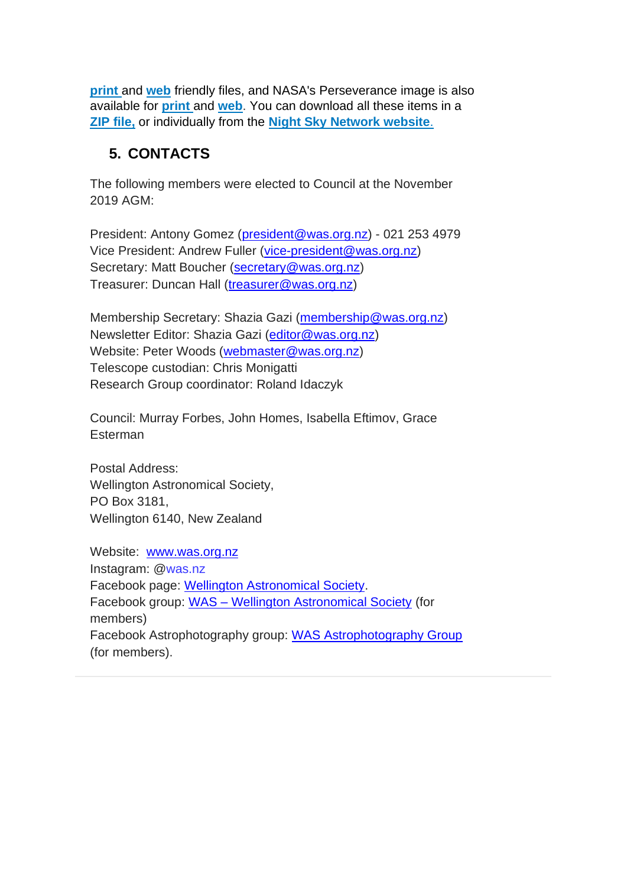**print** and **web** friendly files, and NASA's Perseverance image is also available for **print** and **web**. You can download all these items in a **ZIP file,** or individually from the **Night Sky Network website**.

## 5. CONTACTS

The following members were elected to Council at the November 2019 AGM:

President: Antony Gomez (president@was.org.nz) - 021 253 4979
Vice President: Andrew Fuller (vice-president@was.org.nz)
Secretary: Matt Boucher (secretary@was.org.nz)
Treasurer: Duncan Hall (treasurer@was.org.nz)

Membership Secretary: Shazia Gazi (membership@was.org.nz)
Newsletter Editor: Shazia Gazi (editor@was.org.nz)
Website: Peter Woods (webmaster@was.org.nz)
Telescope custodian: Chris Monigatti
Research Group coordinator: Roland Idaczyk

Council: Murray Forbes, John Homes, Isabella Eftimov, Grace Esterman

Postal Address:
Wellington Astronomical Society,
PO Box 3181,
Wellington 6140, New Zealand

Website: www.was.org.nz
Instagram: @was.nz
Facebook page: Wellington Astronomical Society.
Facebook group: WAS – Wellington Astronomical Society (for members)
Facebook Astrophotography group: WAS Astrophotography Group (for members).